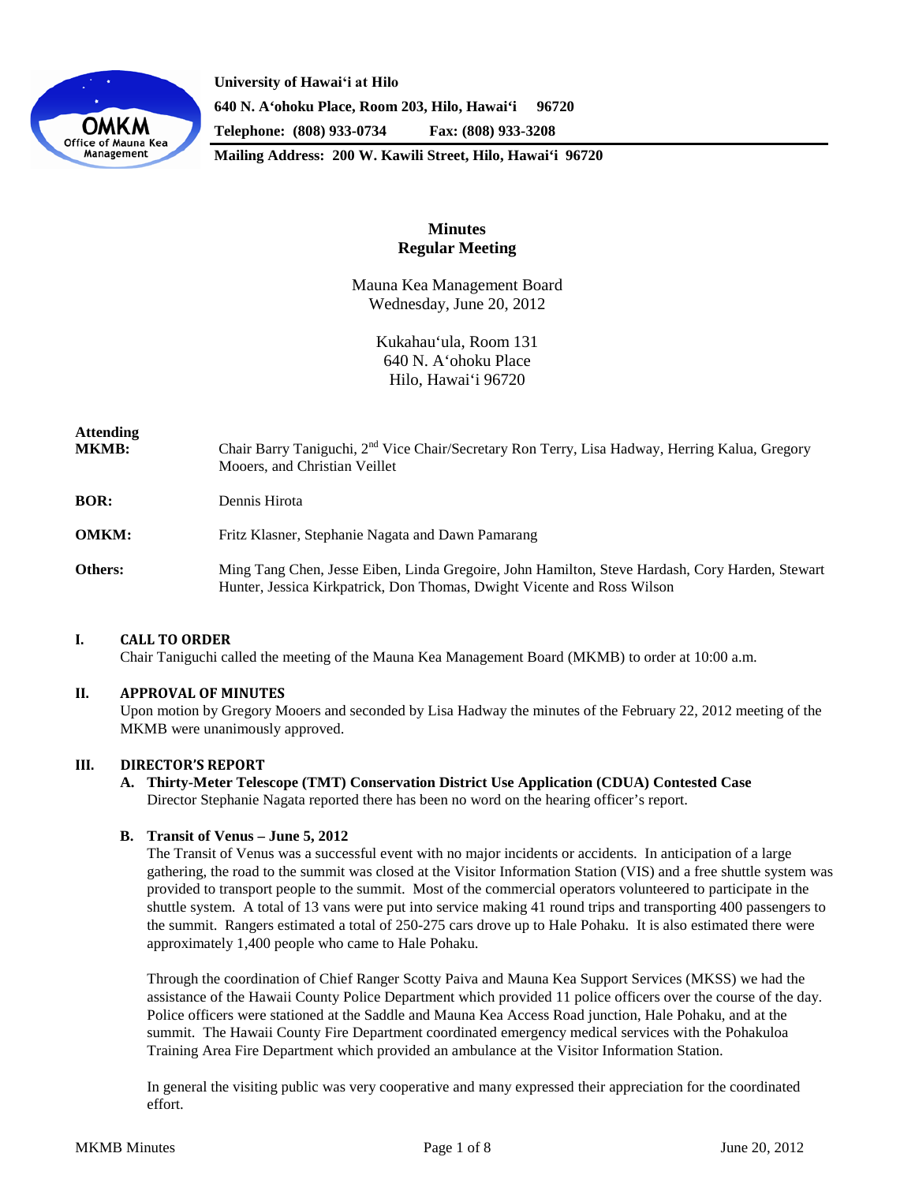**University of Hawai'i at Hilo**
**640 N. A'ohoku Place, Room 203, Hilo, Hawai'i 96720**
**Telephone: (808) 933-0734 Fax: (808) 933-3208**
**Mailing Address: 200 W. Kawili Street, Hilo, Hawai'i 96720**

**Minutes**
**Regular Meeting**

Mauna Kea Management Board
Wednesday, June 20, 2012

Kukahau'ula, Room 131
640 N. A'ohoku Place
Hilo, Hawai'i 96720

**Attending**

**MKMB:** Chair Barry Taniguchi, 2nd Vice Chair/Secretary Ron Terry, Lisa Hadway, Herring Kalua, Gregory Mooers, and Christian Veillet

**BOR:** Dennis Hirota

**OMKM:** Fritz Klasner, Stephanie Nagata and Dawn Pamarang

**Others:** Ming Tang Chen, Jesse Eiben, Linda Gregoire, John Hamilton, Steve Hardash, Cory Harden, Stewart Hunter, Jessica Kirkpatrick, Don Thomas, Dwight Vicente and Ross Wilson

## I. CALL TO ORDER

Chair Taniguchi called the meeting of the Mauna Kea Management Board (MKMB) to order at 10:00 a.m.

## II. APPROVAL OF MINUTES

Upon motion by Gregory Mooers and seconded by Lisa Hadway the minutes of the February 22, 2012 meeting of the MKMB were unanimously approved.

## III. DIRECTOR'S REPORT

**A. Thirty-Meter Telescope (TMT) Conservation District Use Application (CDUA) Contested Case**

Director Stephanie Nagata reported there has been no word on the hearing officer's report.

**B. Transit of Venus – June 5, 2012**

The Transit of Venus was a successful event with no major incidents or accidents. In anticipation of a large gathering, the road to the summit was closed at the Visitor Information Station (VIS) and a free shuttle system was provided to transport people to the summit. Most of the commercial operators volunteered to participate in the shuttle system. A total of 13 vans were put into service making 41 round trips and transporting 400 passengers to the summit. Rangers estimated a total of 250-275 cars drove up to Hale Pohaku. It is also estimated there were approximately 1,400 people who came to Hale Pohaku.

Through the coordination of Chief Ranger Scotty Paiva and Mauna Kea Support Services (MKSS) we had the assistance of the Hawaii County Police Department which provided 11 police officers over the course of the day. Police officers were stationed at the Saddle and Mauna Kea Access Road junction, Hale Pohaku, and at the summit. The Hawaii County Fire Department coordinated emergency medical services with the Pohakuloa Training Area Fire Department which provided an ambulance at the Visitor Information Station.

In general the visiting public was very cooperative and many expressed their appreciation for the coordinated effort.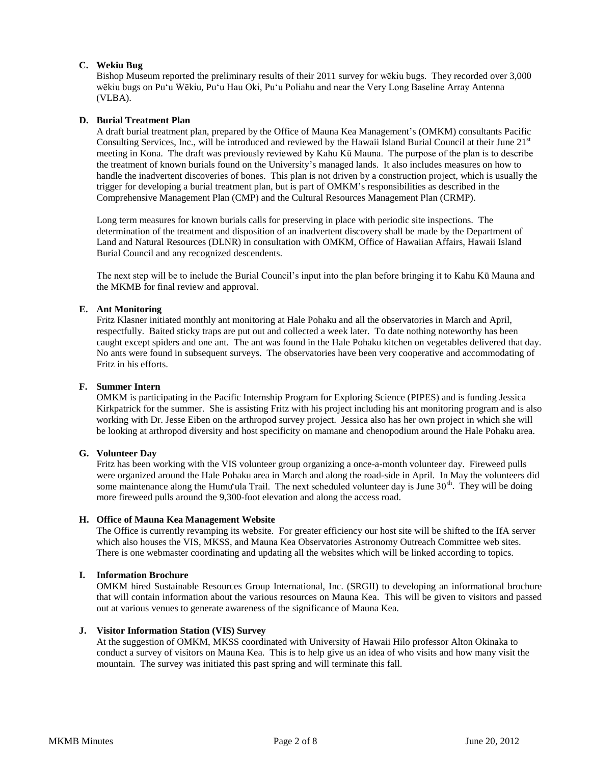### C. Wekiu Bug

Bishop Museum reported the preliminary results of their 2011 survey for wēkiu bugs. They recorded over 3,000 wēkiu bugs on Puʻu Wēkiu, Puʻu Hau Oki, Puʻu Poliahu and near the Very Long Baseline Array Antenna (VLBA).

### D. Burial Treatment Plan

A draft burial treatment plan, prepared by the Office of Mauna Kea Management's (OMKM) consultants Pacific Consulting Services, Inc., will be introduced and reviewed by the Hawaii Island Burial Council at their June 21st meeting in Kona. The draft was previously reviewed by Kahu Kū Mauna. The purpose of the plan is to describe the treatment of known burials found on the University's managed lands. It also includes measures on how to handle the inadvertent discoveries of bones. This plan is not driven by a construction project, which is usually the trigger for developing a burial treatment plan, but is part of OMKM's responsibilities as described in the Comprehensive Management Plan (CMP) and the Cultural Resources Management Plan (CRMP).

Long term measures for known burials calls for preserving in place with periodic site inspections. The determination of the treatment and disposition of an inadvertent discovery shall be made by the Department of Land and Natural Resources (DLNR) in consultation with OMKM, Office of Hawaiian Affairs, Hawaii Island Burial Council and any recognized descendents.

The next step will be to include the Burial Council's input into the plan before bringing it to Kahu Kū Mauna and the MKMB for final review and approval.

### E. Ant Monitoring

Fritz Klasner initiated monthly ant monitoring at Hale Pohaku and all the observatories in March and April, respectfully. Baited sticky traps are put out and collected a week later. To date nothing noteworthy has been caught except spiders and one ant. The ant was found in the Hale Pohaku kitchen on vegetables delivered that day. No ants were found in subsequent surveys. The observatories have been very cooperative and accommodating of Fritz in his efforts.

### F. Summer Intern

OMKM is participating in the Pacific Internship Program for Exploring Science (PIPES) and is funding Jessica Kirkpatrick for the summer. She is assisting Fritz with his project including his ant monitoring program and is also working with Dr. Jesse Eiben on the arthropod survey project. Jessica also has her own project in which she will be looking at arthropod diversity and host specificity on mamane and chenopodium around the Hale Pohaku area.

### G. Volunteer Day

Fritz has been working with the VIS volunteer group organizing a once-a-month volunteer day. Fireweed pulls were organized around the Hale Pohaku area in March and along the road-side in April. In May the volunteers did some maintenance along the Humuʻula Trail. The next scheduled volunteer day is June 30th. They will be doing more fireweed pulls around the 9,300-foot elevation and along the access road.

### H. Office of Mauna Kea Management Website

The Office is currently revamping its website. For greater efficiency our host site will be shifted to the IfA server which also houses the VIS, MKSS, and Mauna Kea Observatories Astronomy Outreach Committee web sites. There is one webmaster coordinating and updating all the websites which will be linked according to topics.

### I. Information Brochure

OMKM hired Sustainable Resources Group International, Inc. (SRGII) to developing an informational brochure that will contain information about the various resources on Mauna Kea. This will be given to visitors and passed out at various venues to generate awareness of the significance of Mauna Kea.

### J. Visitor Information Station (VIS) Survey

At the suggestion of OMKM, MKSS coordinated with University of Hawaii Hilo professor Alton Okinaka to conduct a survey of visitors on Mauna Kea. This is to help give us an idea of who visits and how many visit the mountain. The survey was initiated this past spring and will terminate this fall.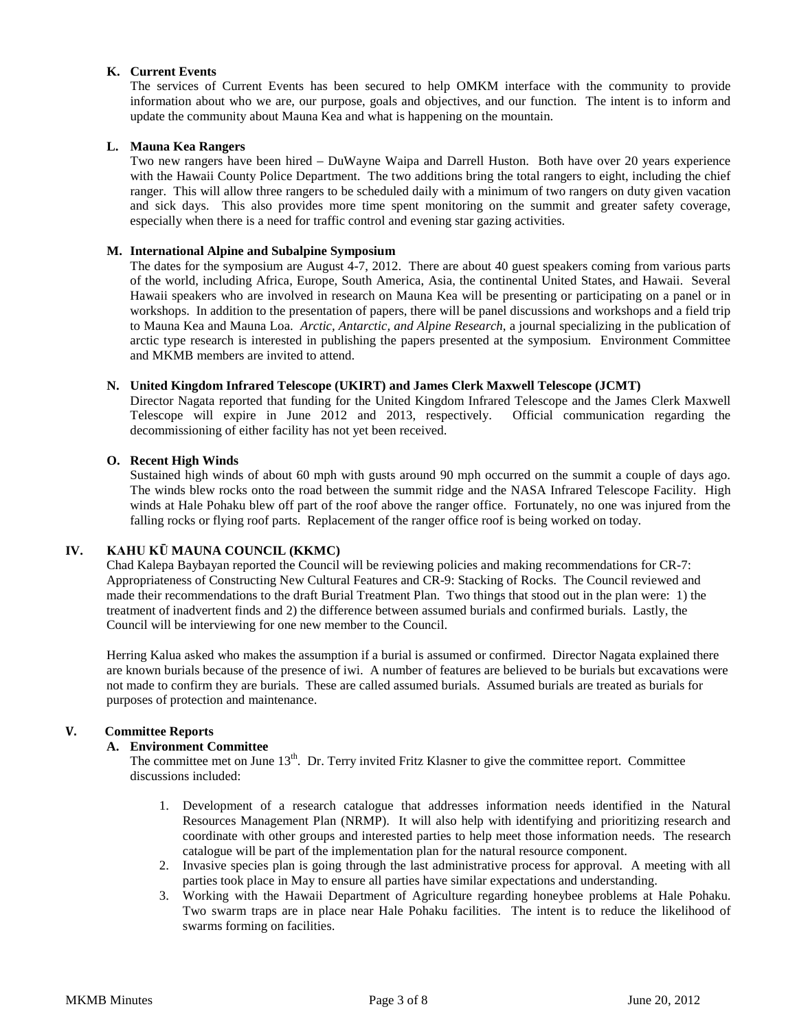**K. Current Events**

The services of Current Events has been secured to help OMKM interface with the community to provide information about who we are, our purpose, goals and objectives, and our function. The intent is to inform and update the community about Mauna Kea and what is happening on the mountain.

**L. Mauna Kea Rangers**

Two new rangers have been hired – DuWayne Waipa and Darrell Huston. Both have over 20 years experience with the Hawaii County Police Department. The two additions bring the total rangers to eight, including the chief ranger. This will allow three rangers to be scheduled daily with a minimum of two rangers on duty given vacation and sick days. This also provides more time spent monitoring on the summit and greater safety coverage, especially when there is a need for traffic control and evening star gazing activities.

**M. International Alpine and Subalpine Symposium**

The dates for the symposium are August 4-7, 2012. There are about 40 guest speakers coming from various parts of the world, including Africa, Europe, South America, Asia, the continental United States, and Hawaii. Several Hawaii speakers who are involved in research on Mauna Kea will be presenting or participating on a panel or in workshops. In addition to the presentation of papers, there will be panel discussions and workshops and a field trip to Mauna Kea and Mauna Loa. *Arctic, Antarctic, and Alpine Research*, a journal specializing in the publication of arctic type research is interested in publishing the papers presented at the symposium. Environment Committee and MKMB members are invited to attend.

**N. United Kingdom Infrared Telescope (UKIRT) and James Clerk Maxwell Telescope (JCMT)**

Director Nagata reported that funding for the United Kingdom Infrared Telescope and the James Clerk Maxwell Telescope will expire in June 2012 and 2013, respectively. Official communication regarding the decommissioning of either facility has not yet been received.

**O. Recent High Winds**

Sustained high winds of about 60 mph with gusts around 90 mph occurred on the summit a couple of days ago. The winds blew rocks onto the road between the summit ridge and the NASA Infrared Telescope Facility. High winds at Hale Pohaku blew off part of the roof above the ranger office. Fortunately, no one was injured from the falling rocks or flying roof parts. Replacement of the ranger office roof is being worked on today.

## IV. KAHU KŪ MAUNA COUNCIL (KKMC)

Chad Kalepa Baybayan reported the Council will be reviewing policies and making recommendations for CR-7: Appropriateness of Constructing New Cultural Features and CR-9: Stacking of Rocks. The Council reviewed and made their recommendations to the draft Burial Treatment Plan. Two things that stood out in the plan were: 1) the treatment of inadvertent finds and 2) the difference between assumed burials and confirmed burials. Lastly, the Council will be interviewing for one new member to the Council.

Herring Kalua asked who makes the assumption if a burial is assumed or confirmed. Director Nagata explained there are known burials because of the presence of iwi. A number of features are believed to be burials but excavations were not made to confirm they are burials. These are called assumed burials. Assumed burials are treated as burials for purposes of protection and maintenance.

## V. Committee Reports

**A. Environment Committee**

The committee met on June 13th. Dr. Terry invited Fritz Klasner to give the committee report. Committee discussions included:

1. Development of a research catalogue that addresses information needs identified in the Natural Resources Management Plan (NRMP). It will also help with identifying and prioritizing research and coordinate with other groups and interested parties to help meet those information needs. The research catalogue will be part of the implementation plan for the natural resource component.
2. Invasive species plan is going through the last administrative process for approval. A meeting with all parties took place in May to ensure all parties have similar expectations and understanding.
3. Working with the Hawaii Department of Agriculture regarding honeybee problems at Hale Pohaku. Two swarm traps are in place near Hale Pohaku facilities. The intent is to reduce the likelihood of swarms forming on facilities.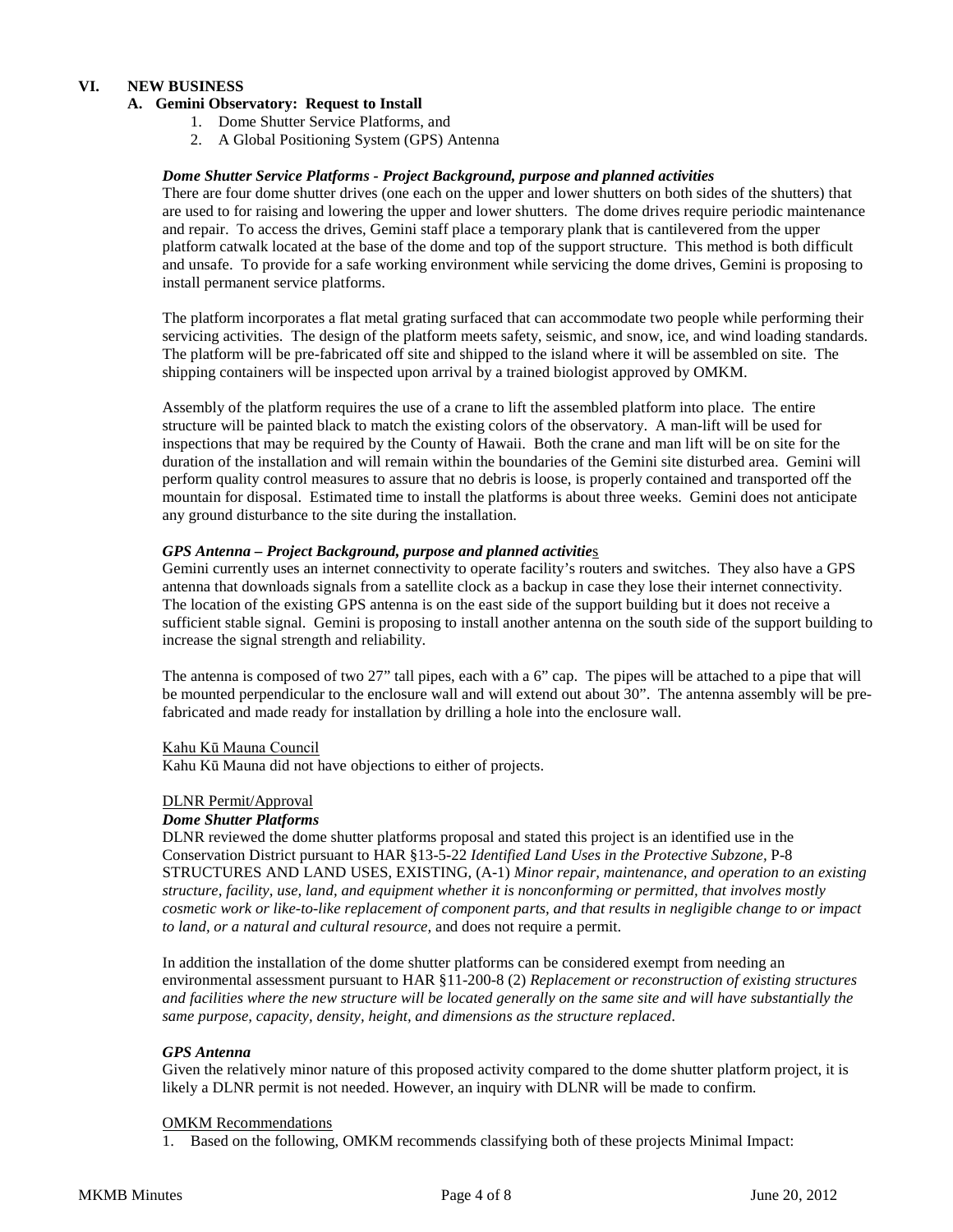## VI. NEW BUSINESS

### A. Gemini Observatory: Request to Install

1. Dome Shutter Service Platforms, and
2. A Global Positioning System (GPS) Antenna

***Dome Shutter Service Platforms - Project Background, purpose and planned activities***

There are four dome shutter drives (one each on the upper and lower shutters on both sides of the shutters) that are used to for raising and lowering the upper and lower shutters. The dome drives require periodic maintenance and repair. To access the drives, Gemini staff place a temporary plank that is cantilevered from the upper platform catwalk located at the base of the dome and top of the support structure. This method is both difficult and unsafe. To provide for a safe working environment while servicing the dome drives, Gemini is proposing to install permanent service platforms.

The platform incorporates a flat metal grating surfaced that can accommodate two people while performing their servicing activities. The design of the platform meets safety, seismic, and snow, ice, and wind loading standards. The platform will be pre-fabricated off site and shipped to the island where it will be assembled on site. The shipping containers will be inspected upon arrival by a trained biologist approved by OMKM.

Assembly of the platform requires the use of a crane to lift the assembled platform into place. The entire structure will be painted black to match the existing colors of the observatory. A man-lift will be used for inspections that may be required by the County of Hawaii. Both the crane and man lift will be on site for the duration of the installation and will remain within the boundaries of the Gemini site disturbed area. Gemini will perform quality control measures to assure that no debris is loose, is properly contained and transported off the mountain for disposal. Estimated time to install the platforms is about three weeks. Gemini does not anticipate any ground disturbance to the site during the installation.

***GPS Antenna – Project Background, purpose and planned activities***

Gemini currently uses an internet connectivity to operate facility's routers and switches. They also have a GPS antenna that downloads signals from a satellite clock as a backup in case they lose their internet connectivity. The location of the existing GPS antenna is on the east side of the support building but it does not receive a sufficient stable signal. Gemini is proposing to install another antenna on the south side of the support building to increase the signal strength and reliability.

The antenna is composed of two 27" tall pipes, each with a 6" cap. The pipes will be attached to a pipe that will be mounted perpendicular to the enclosure wall and will extend out about 30". The antenna assembly will be pre-fabricated and made ready for installation by drilling a hole into the enclosure wall.

Kahu Kū Mauna Council

Kahu Kū Mauna did not have objections to either of projects.

DLNR Permit/Approval

***Dome Shutter Platforms***

DLNR reviewed the dome shutter platforms proposal and stated this project is an identified use in the Conservation District pursuant to HAR §13-5-22 *Identified Land Uses in the Protective Subzone*, P-8 STRUCTURES AND LAND USES, EXISTING, (A-1) *Minor repair, maintenance, and operation to an existing structure, facility, use, land, and equipment whether it is nonconforming or permitted, that involves mostly cosmetic work or like-to-like replacement of component parts, and that results in negligible change to or impact to land, or a natural and cultural resource,* and does not require a permit.

In addition the installation of the dome shutter platforms can be considered exempt from needing an environmental assessment pursuant to HAR §11-200-8 (2) *Replacement or reconstruction of existing structures and facilities where the new structure will be located generally on the same site and will have substantially the same purpose, capacity, density, height, and dimensions as the structure replaced*.

***GPS Antenna***

Given the relatively minor nature of this proposed activity compared to the dome shutter platform project, it is likely a DLNR permit is not needed. However, an inquiry with DLNR will be made to confirm.

OMKM Recommendations

1. Based on the following, OMKM recommends classifying both of these projects Minimal Impact: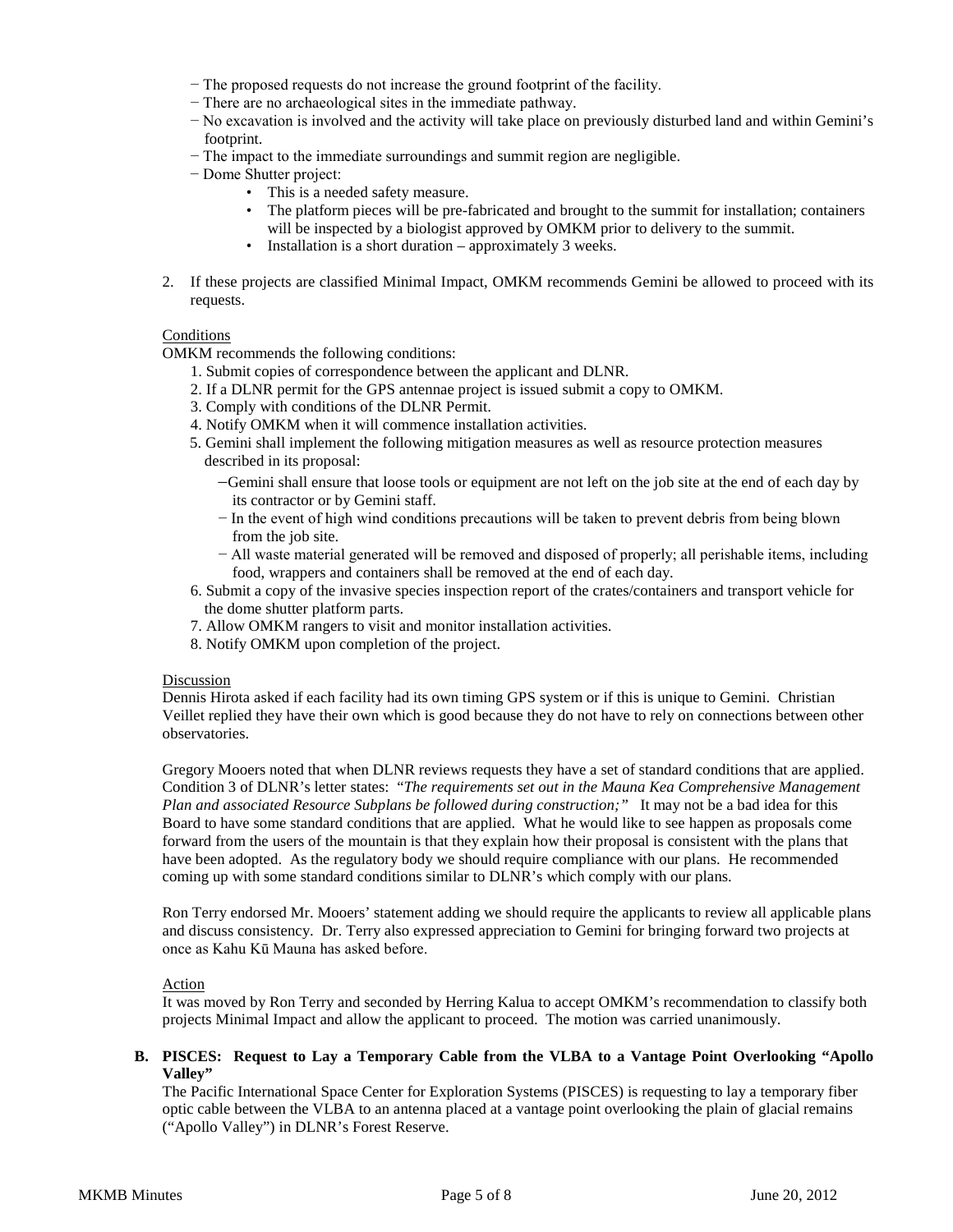- − The proposed requests do not increase the ground footprint of the facility.
- − There are no archaeological sites in the immediate pathway.
- − No excavation is involved and the activity will take place on previously disturbed land and within Gemini's footprint.
- − The impact to the immediate surroundings and summit region are negligible.
- − Dome Shutter project:
  - This is a needed safety measure.
  - The platform pieces will be pre-fabricated and brought to the summit for installation; containers will be inspected by a biologist approved by OMKM prior to delivery to the summit.
  - Installation is a short duration – approximately 3 weeks.

2. If these projects are classified Minimal Impact, OMKM recommends Gemini be allowed to proceed with its requests.

Conditions

OMKM recommends the following conditions:

1. Submit copies of correspondence between the applicant and DLNR.
2. If a DLNR permit for the GPS antennae project is issued submit a copy to OMKM.
3. Comply with conditions of the DLNR Permit.
4. Notify OMKM when it will commence installation activities.
5. Gemini shall implement the following mitigation measures as well as resource protection measures described in its proposal:
   - −Gemini shall ensure that loose tools or equipment are not left on the job site at the end of each day by its contractor or by Gemini staff.
   - − In the event of high wind conditions precautions will be taken to prevent debris from being blown from the job site.
   - − All waste material generated will be removed and disposed of properly; all perishable items, including food, wrappers and containers shall be removed at the end of each day.
6. Submit a copy of the invasive species inspection report of the crates/containers and transport vehicle for the dome shutter platform parts.
7. Allow OMKM rangers to visit and monitor installation activities.
8. Notify OMKM upon completion of the project.

Discussion

Dennis Hirota asked if each facility had its own timing GPS system or if this is unique to Gemini. Christian Veillet replied they have their own which is good because they do not have to rely on connections between other observatories.

Gregory Mooers noted that when DLNR reviews requests they have a set of standard conditions that are applied. Condition 3 of DLNR's letter states: *"The requirements set out in the Mauna Kea Comprehensive Management Plan and associated Resource Subplans be followed during construction;"* It may not be a bad idea for this Board to have some standard conditions that are applied. What he would like to see happen as proposals come forward from the users of the mountain is that they explain how their proposal is consistent with the plans that have been adopted. As the regulatory body we should require compliance with our plans. He recommended coming up with some standard conditions similar to DLNR's which comply with our plans.

Ron Terry endorsed Mr. Mooers' statement adding we should require the applicants to review all applicable plans and discuss consistency. Dr. Terry also expressed appreciation to Gemini for bringing forward two projects at once as Kahu Kū Mauna has asked before.

Action

It was moved by Ron Terry and seconded by Herring Kalua to accept OMKM's recommendation to classify both projects Minimal Impact and allow the applicant to proceed. The motion was carried unanimously.

**B. PISCES: Request to Lay a Temporary Cable from the VLBA to a Vantage Point Overlooking "Apollo Valley"**

The Pacific International Space Center for Exploration Systems (PISCES) is requesting to lay a temporary fiber optic cable between the VLBA to an antenna placed at a vantage point overlooking the plain of glacial remains ("Apollo Valley") in DLNR's Forest Reserve.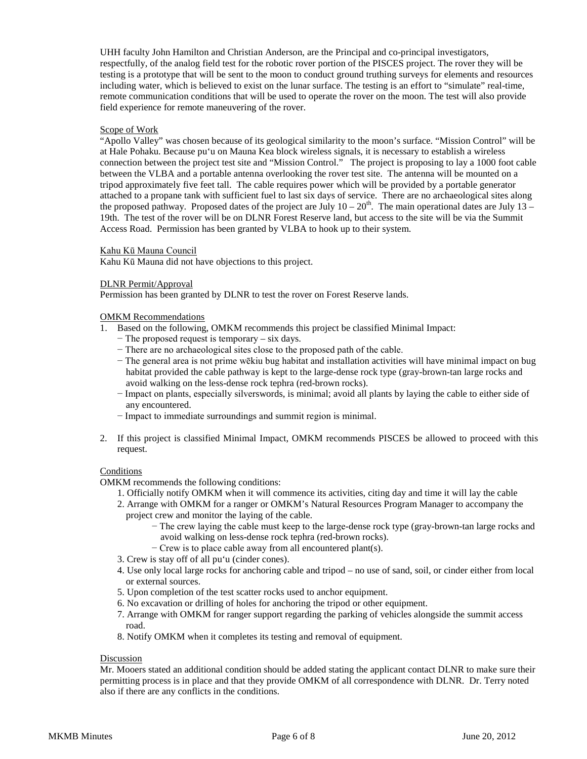UHH faculty John Hamilton and Christian Anderson, are the Principal and co-principal investigators, respectfully, of the analog field test for the robotic rover portion of the PISCES project. The rover they will be testing is a prototype that will be sent to the moon to conduct ground truthing surveys for elements and resources including water, which is believed to exist on the lunar surface. The testing is an effort to "simulate" real-time, remote communication conditions that will be used to operate the rover on the moon. The test will also provide field experience for remote maneuvering of the rover.

Scope of Work

"Apollo Valley" was chosen because of its geological similarity to the moon's surface. "Mission Control" will be at Hale Pohaku. Because pu'u on Mauna Kea block wireless signals, it is necessary to establish a wireless connection between the project test site and "Mission Control." The project is proposing to lay a 1000 foot cable between the VLBA and a portable antenna overlooking the rover test site. The antenna will be mounted on a tripod approximately five feet tall. The cable requires power which will be provided by a portable generator attached to a propane tank with sufficient fuel to last six days of service. There are no archaeological sites along the proposed pathway. Proposed dates of the project are July 10 – 20th. The main operational dates are July 13 – 19th. The test of the rover will be on DLNR Forest Reserve land, but access to the site will be via the Summit Access Road. Permission has been granted by VLBA to hook up to their system.

Kahu Kū Mauna Council

Kahu Kū Mauna did not have objections to this project.

DLNR Permit/Approval

Permission has been granted by DLNR to test the rover on Forest Reserve lands.

OMKM Recommendations

1. Based on the following, OMKM recommends this project be classified Minimal Impact:
   - The proposed request is temporary – six days.
   - There are no archaeological sites close to the proposed path of the cable.
   - The general area is not prime wēkiu bug habitat and installation activities will have minimal impact on bug habitat provided the cable pathway is kept to the large-dense rock type (gray-brown-tan large rocks and avoid walking on the less-dense rock tephra (red-brown rocks).
   - Impact on plants, especially silverswords, is minimal; avoid all plants by laying the cable to either side of any encountered.
   - Impact to immediate surroundings and summit region is minimal.
2. If this project is classified Minimal Impact, OMKM recommends PISCES be allowed to proceed with this request.

Conditions

OMKM recommends the following conditions:

1. Officially notify OMKM when it will commence its activities, citing day and time it will lay the cable
2. Arrange with OMKM for a ranger or OMKM's Natural Resources Program Manager to accompany the project crew and monitor the laying of the cable.
   - The crew laying the cable must keep to the large-dense rock type (gray-brown-tan large rocks and avoid walking on less-dense rock tephra (red-brown rocks).
   - Crew is to place cable away from all encountered plant(s).
3. Crew is stay off of all pu'u (cinder cones).
4. Use only local large rocks for anchoring cable and tripod – no use of sand, soil, or cinder either from local or external sources.
5. Upon completion of the test scatter rocks used to anchor equipment.
6. No excavation or drilling of holes for anchoring the tripod or other equipment.
7. Arrange with OMKM for ranger support regarding the parking of vehicles alongside the summit access road.
8. Notify OMKM when it completes its testing and removal of equipment.

Discussion

Mr. Mooers stated an additional condition should be added stating the applicant contact DLNR to make sure their permitting process is in place and that they provide OMKM of all correspondence with DLNR. Dr. Terry noted also if there are any conflicts in the conditions.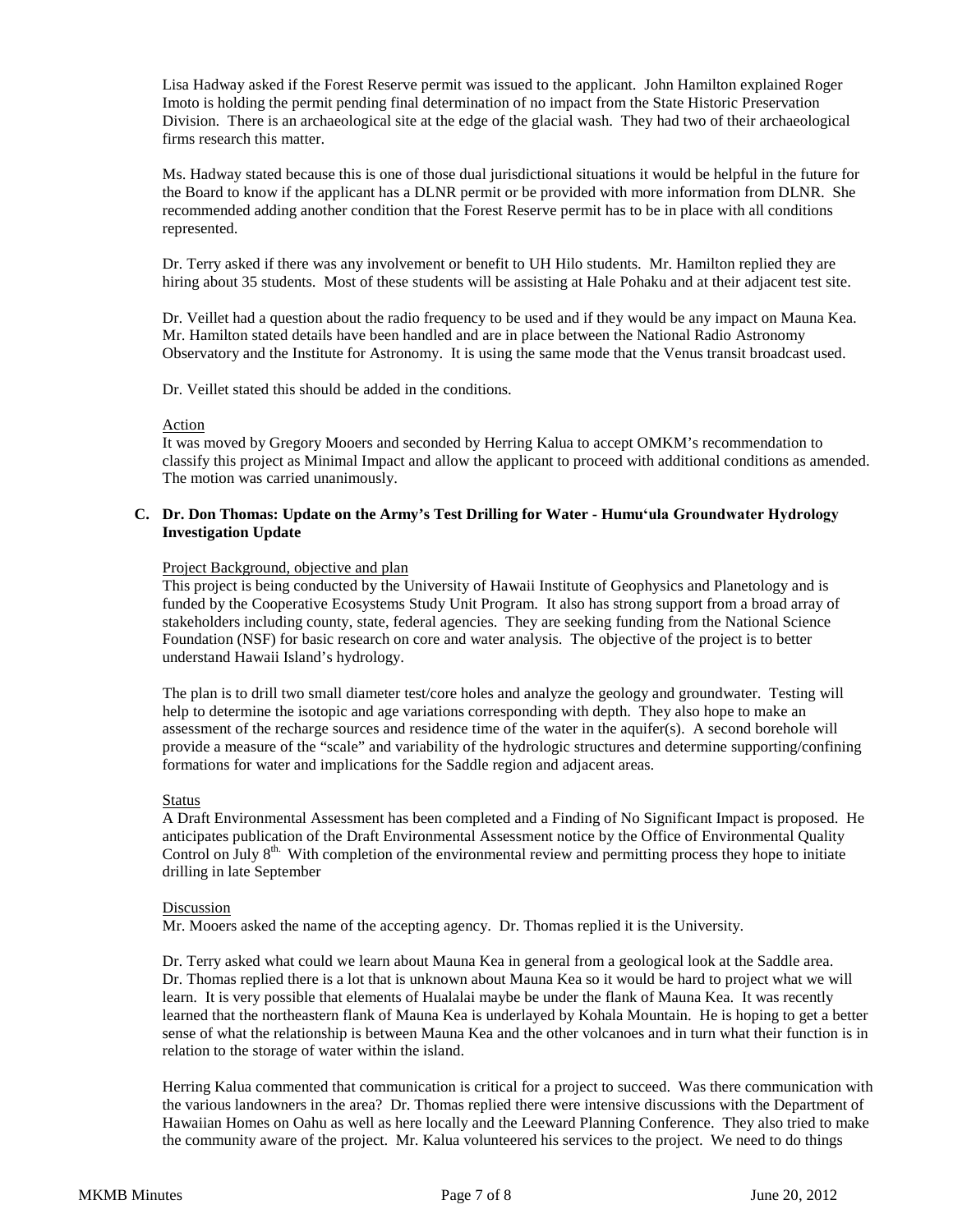Lisa Hadway asked if the Forest Reserve permit was issued to the applicant. John Hamilton explained Roger Imoto is holding the permit pending final determination of no impact from the State Historic Preservation Division. There is an archaeological site at the edge of the glacial wash. They had two of their archaeological firms research this matter.

Ms. Hadway stated because this is one of those dual jurisdictional situations it would be helpful in the future for the Board to know if the applicant has a DLNR permit or be provided with more information from DLNR. She recommended adding another condition that the Forest Reserve permit has to be in place with all conditions represented.

Dr. Terry asked if there was any involvement or benefit to UH Hilo students. Mr. Hamilton replied they are hiring about 35 students. Most of these students will be assisting at Hale Pohaku and at their adjacent test site.

Dr. Veillet had a question about the radio frequency to be used and if they would be any impact on Mauna Kea. Mr. Hamilton stated details have been handled and are in place between the National Radio Astronomy Observatory and the Institute for Astronomy. It is using the same mode that the Venus transit broadcast used.

Dr. Veillet stated this should be added in the conditions.

Action

It was moved by Gregory Mooers and seconded by Herring Kalua to accept OMKM's recommendation to classify this project as Minimal Impact and allow the applicant to proceed with additional conditions as amended. The motion was carried unanimously.

**C. Dr. Don Thomas: Update on the Army's Test Drilling for Water - Humu'ula Groundwater Hydrology Investigation Update**

Project Background, objective and plan

This project is being conducted by the University of Hawaii Institute of Geophysics and Planetology and is funded by the Cooperative Ecosystems Study Unit Program. It also has strong support from a broad array of stakeholders including county, state, federal agencies. They are seeking funding from the National Science Foundation (NSF) for basic research on core and water analysis. The objective of the project is to better understand Hawaii Island's hydrology.

The plan is to drill two small diameter test/core holes and analyze the geology and groundwater. Testing will help to determine the isotopic and age variations corresponding with depth. They also hope to make an assessment of the recharge sources and residence time of the water in the aquifer(s). A second borehole will provide a measure of the "scale" and variability of the hydrologic structures and determine supporting/confining formations for water and implications for the Saddle region and adjacent areas.

Status

A Draft Environmental Assessment has been completed and a Finding of No Significant Impact is proposed. He anticipates publication of the Draft Environmental Assessment notice by the Office of Environmental Quality Control on July 8th. With completion of the environmental review and permitting process they hope to initiate drilling in late September

Discussion

Mr. Mooers asked the name of the accepting agency. Dr. Thomas replied it is the University.

Dr. Terry asked what could we learn about Mauna Kea in general from a geological look at the Saddle area. Dr. Thomas replied there is a lot that is unknown about Mauna Kea so it would be hard to project what we will learn. It is very possible that elements of Hualalai maybe be under the flank of Mauna Kea. It was recently learned that the northeastern flank of Mauna Kea is underlayed by Kohala Mountain. He is hoping to get a better sense of what the relationship is between Mauna Kea and the other volcanoes and in turn what their function is in relation to the storage of water within the island.

Herring Kalua commented that communication is critical for a project to succeed. Was there communication with the various landowners in the area? Dr. Thomas replied there were intensive discussions with the Department of Hawaiian Homes on Oahu as well as here locally and the Leeward Planning Conference. They also tried to make the community aware of the project. Mr. Kalua volunteered his services to the project. We need to do things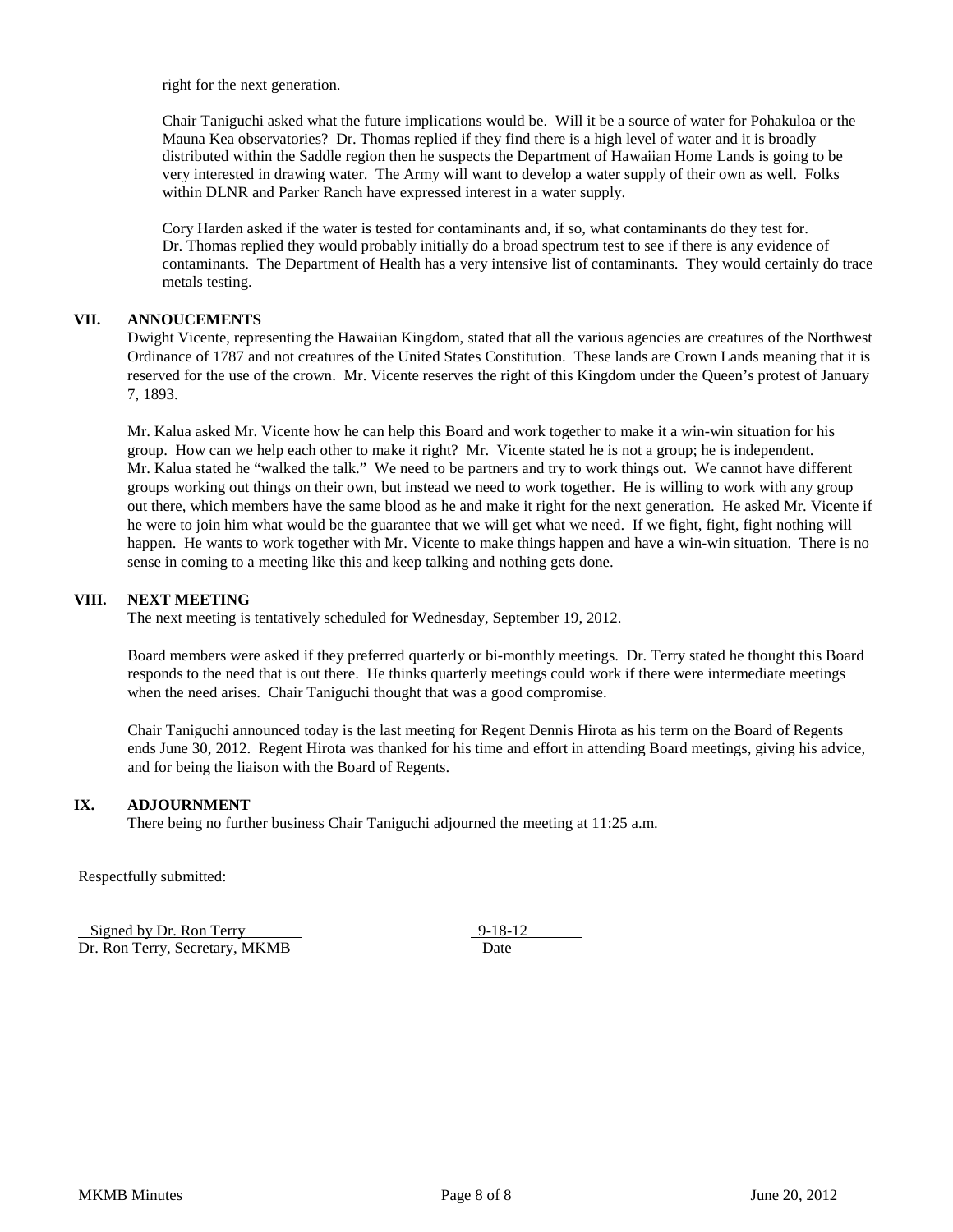right for the next generation.

Chair Taniguchi asked what the future implications would be. Will it be a source of water for Pohakuloa or the Mauna Kea observatories? Dr. Thomas replied if they find there is a high level of water and it is broadly distributed within the Saddle region then he suspects the Department of Hawaiian Home Lands is going to be very interested in drawing water. The Army will want to develop a water supply of their own as well. Folks within DLNR and Parker Ranch have expressed interest in a water supply.

Cory Harden asked if the water is tested for contaminants and, if so, what contaminants do they test for. Dr. Thomas replied they would probably initially do a broad spectrum test to see if there is any evidence of contaminants. The Department of Health has a very intensive list of contaminants. They would certainly do trace metals testing.

## VII. ANNOUCEMENTS

Dwight Vicente, representing the Hawaiian Kingdom, stated that all the various agencies are creatures of the Northwest Ordinance of 1787 and not creatures of the United States Constitution. These lands are Crown Lands meaning that it is reserved for the use of the crown. Mr. Vicente reserves the right of this Kingdom under the Queen's protest of January 7, 1893.

Mr. Kalua asked Mr. Vicente how he can help this Board and work together to make it a win-win situation for his group. How can we help each other to make it right? Mr. Vicente stated he is not a group; he is independent. Mr. Kalua stated he "walked the talk." We need to be partners and try to work things out. We cannot have different groups working out things on their own, but instead we need to work together. He is willing to work with any group out there, which members have the same blood as he and make it right for the next generation. He asked Mr. Vicente if he were to join him what would be the guarantee that we will get what we need. If we fight, fight, fight nothing will happen. He wants to work together with Mr. Vicente to make things happen and have a win-win situation. There is no sense in coming to a meeting like this and keep talking and nothing gets done.

## VIII. NEXT MEETING

The next meeting is tentatively scheduled for Wednesday, September 19, 2012.

Board members were asked if they preferred quarterly or bi-monthly meetings. Dr. Terry stated he thought this Board responds to the need that is out there. He thinks quarterly meetings could work if there were intermediate meetings when the need arises. Chair Taniguchi thought that was a good compromise.

Chair Taniguchi announced today is the last meeting for Regent Dennis Hirota as his term on the Board of Regents ends June 30, 2012. Regent Hirota was thanked for his time and effort in attending Board meetings, giving his advice, and for being the liaison with the Board of Regents.

## IX. ADJOURNMENT

There being no further business Chair Taniguchi adjourned the meeting at 11:25 a.m.

Respectfully submitted:

Signed by Dr. Ron Terry — 9-18-12

Dr. Ron Terry, Secretary, MKMB — Date